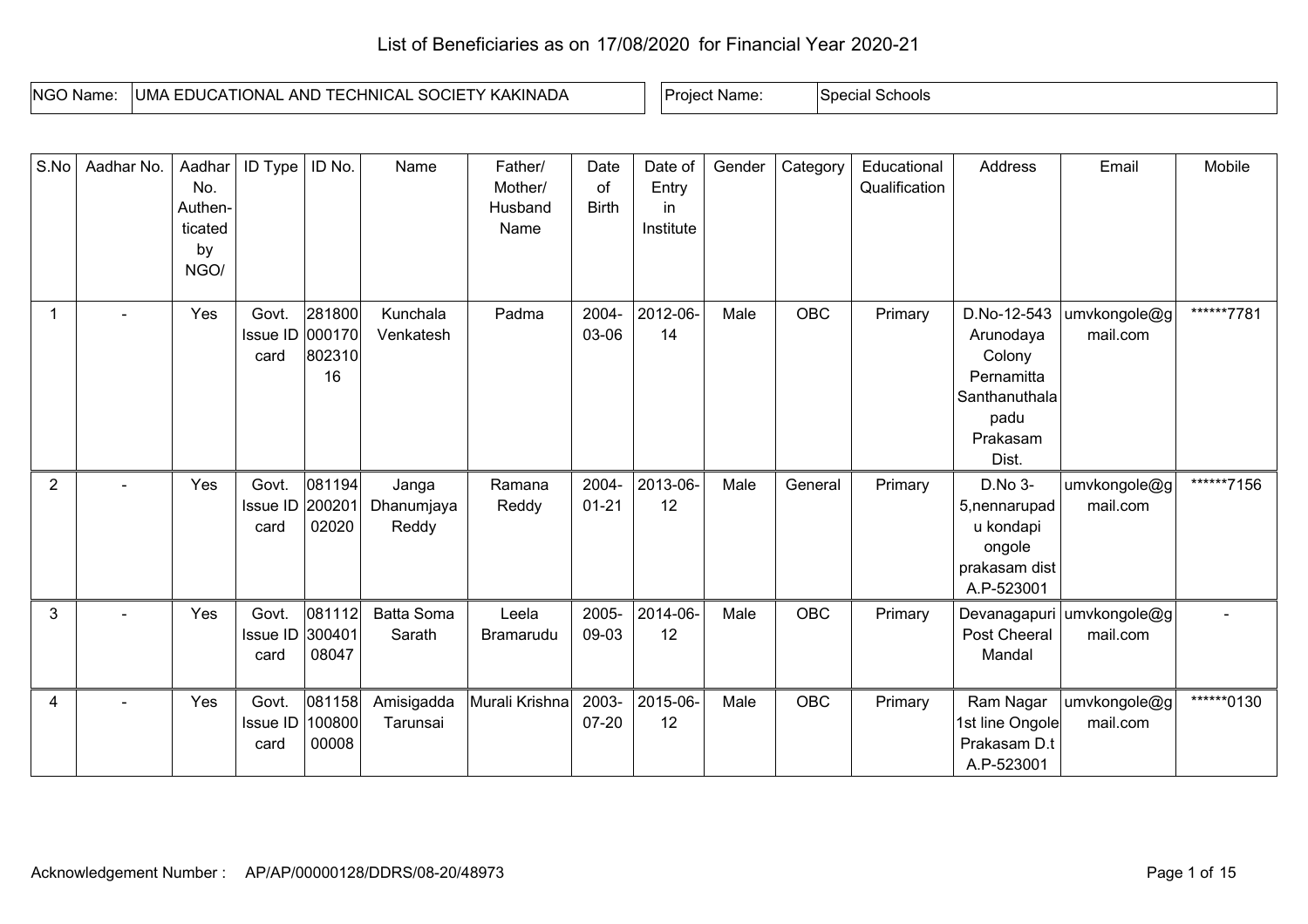# List of Beneficiaries as on 17/08/2020 for Financial Year 2020-21

| NGO Name: | UMA EDUCATIONAL AND TECHNICAL SOCIETY KAKINADA | Project Name: | Special Schools |
|---|---|---|---|

| S.No | Aadhar No. | Aadhar No. Authen-ticated by NGO/ | ID Type | ID No. | Name | Father/ Mother/ Husband Name | Date of Birth | Date of Entry in Institute | Gender | Category | Educational Qualification | Address | Email | Mobile |
|---|---|---|---|---|---|---|---|---|---|---|---|---|---|---|
| 1 | - | Yes | Govt. Issue ID card | 28180000017080231016 | Kunchala Venkatesh | Padma | 2004-03-06 | 2012-06-14 | Male | OBC | Primary | D.No-12-543 Arunodaya Colony Pernamitta Santhanuthalapadu Prakasam Dist. | umvkongole@gmail.com | ******7781 |
| 2 | - | Yes | Govt. Issue ID card | 08119420020102020 | Janga Dhanumjaya Reddy | Ramana Reddy | 2004-01-21 | 2013-06-12 | Male | General | Primary | D.No 3-5,nennarupadu kondapi ongole prakasam dist A.P-523001 | umvkongole@gmail.com | ******7156 |
| 3 | - | Yes | Govt. Issue ID card | 08111230040108047 | Batta Soma Sarath | Leela Bramarudu | 2005-09-03 | 2014-06-12 | Male | OBC | Primary | Devanagapuri Post Cheeral Mandal | umvkongole@gmail.com | - |
| 4 | - | Yes | Govt. Issue ID card | 08115810080000008 | Amisigadda Tarunsai | Murali Krishna | 2003-07-20 | 2015-06-12 | Male | OBC | Primary | Ram Nagar 1st line Ongole Prakasam D.t A.P-523001 | umvkongole@gmail.com | ******0130 |

Acknowledgement Number : AP/AP/00000128/DDRS/08-20/48973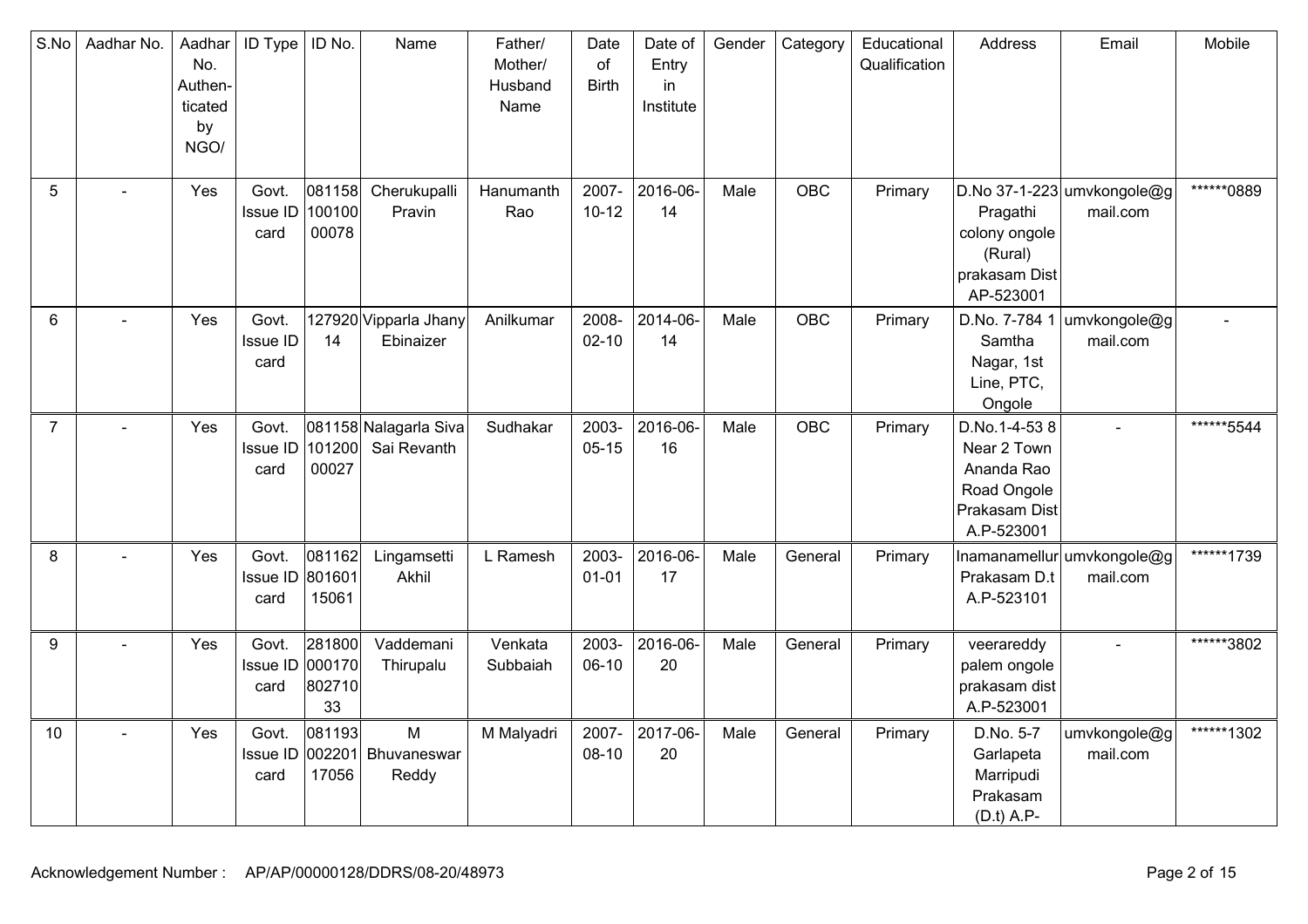| S.No | Aadhar No. | Aadhar No. Authen-ticated by NGO/ | ID Type | ID No. | Name | Father/ Mother/ Husband Name | Date of Birth | Date of Entry in Institute | Gender | Category | Educational Qualification | Address | Email | Mobile |
|---|---|---|---|---|---|---|---|---|---|---|---|---|---|---|
| 5 | - | Yes | Govt. Issue ID card | 08115810010000078 | Cherukupalli Pravin | Hanumanth Rao | 2007-10-12 | 2016-06-14 | Male | OBC | Primary | D.No 37-1-223 Pragathi colony ongole (Rural) prakasam Dist AP-523001 | umvkongole@gmail.com | ******0889 |
| 6 | - | Yes | Govt. Issue ID card | 12792014 | Vipparla Jhany Ebinaizer | Anilkumar | 2008-02-10 | 2014-06-14 | Male | OBC | Primary | D.No. 7-784 1 Samtha Nagar, 1st Line, PTC, Ongole | umvkongole@gmail.com | - |
| 7 | - | Yes | Govt. Issue ID card | 08115810120000027 | Nalagarla Siva Sai Revanth | Sudhakar | 2003-05-15 | 2016-06-16 | Male | OBC | Primary | D.No.1-4-53 8 Near 2 Town Ananda Rao Road Ongole Prakasam Dist A.P-523001 | - | ******5544 |
| 8 | - | Yes | Govt. Issue ID card | 08116280160115061 | Lingamsetti Akhil | L Ramesh | 2003-01-01 | 2016-06-17 | Male | General | Primary | Inamanamellur Prakasam D.t A.P-523101 | umvkongole@gmail.com | ******1739 |
| 9 | - | Yes | Govt. Issue ID card | 28180000017080271033 | Vaddemani Thirupalu | Venkata Subbaiah | 2003-06-10 | 2016-06-20 | Male | General | Primary | veerareddy palem ongole prakasam dist A.P-523001 | - | ******3802 |
| 10 | - | Yes | Govt. Issue ID card | 08119300220117056 | M Bhuvaneswar Reddy | M Malyadri | 2007-08-10 | 2017-06-20 | Male | General | Primary | D.No. 5-7 Garlapeta Marripudi Prakasam (D.t) A.P- | umvkongole@gmail.com | ******1302 |

Acknowledgement Number : AP/AP/00000128/DDRS/08-20/48973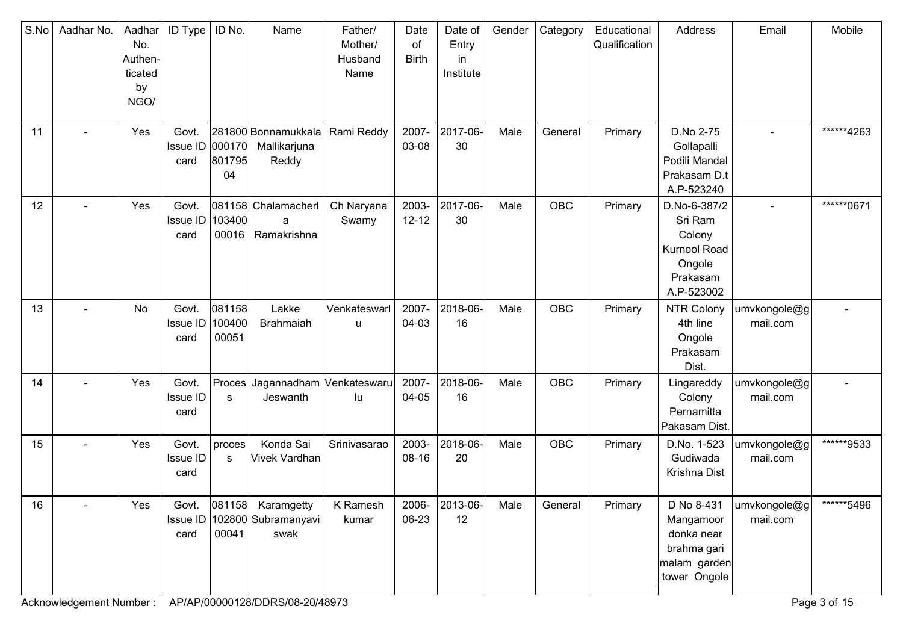| S.No | Aadhar No. | Aadhar No. Authen- ticated by NGO/ | ID Type | ID No. | Name | Father/ Mother/ Husband Name | Date of Birth | Date of Entry in Institute | Gender | Category | Educational Qualification | Address | Email | Mobile |
|---|---|---|---|---|---|---|---|---|---|---|---|---|---|---|
| 11 | - | Yes | Govt. Issue ID card | 28180000017080179504 | Bonnamukkala Mallikarjuna Reddy | Rami Reddy | 2007-03-08 | 2017-06-30 | Male | General | Primary | D.No 2-75 Gollapalli Podili Mandal Prakasam D.t A.P-523240 | - | ******4263 |
| 12 | - | Yes | Govt. Issue ID card | 08115810340000016 | Chalamacherla Ramakrishna | Ch Naryana Swamy | 2003-12-12 | 2017-06-30 | Male | OBC | Primary | D.No-6-387/2 Sri Ram Colony Kurnool Road Ongole Prakasam A.P-523002 | - | ******0671 |
| 13 | - | No | Govt. Issue ID card | 08115810040000051 | Lakke Brahmaiah | Venkateswarlu | 2007-04-03 | 2018-06-16 | Male | OBC | Primary | NTR Colony 4th line Ongole Prakasam Dist. | umvkongole@gmail.com | - |
| 14 | - | Yes | Govt. Issue ID card | Process | Jagannadham Jeswanth | Venkateswarulu | 2007-04-05 | 2018-06-16 | Male | OBC | Primary | Lingareddy Colony Pernamitta Pakasam Dist. | umvkongole@gmail.com | - |
| 15 | - | Yes | Govt. Issue ID card | process | Konda Sai Vivek Vardhan | Srinivasarao | 2003-08-16 | 2018-06-20 | Male | OBC | Primary | D.No. 1-523 Gudiwada Krishna Dist | umvkongole@gmail.com | ******9533 |
| 16 | - | Yes | Govt. Issue ID card | 08115810280000041 | Karamgetty Subramanyaviswak | K Ramesh kumar | 2006-06-23 | 2013-06-12 | Male | General | Primary | D No 8-431 Mangamoor donka near brahma gari malam garden tower Ongole | umvkongole@gmail.com | ******5496 |

Acknowledgement Number : AP/AP/00000128/DDRS/08-20/48973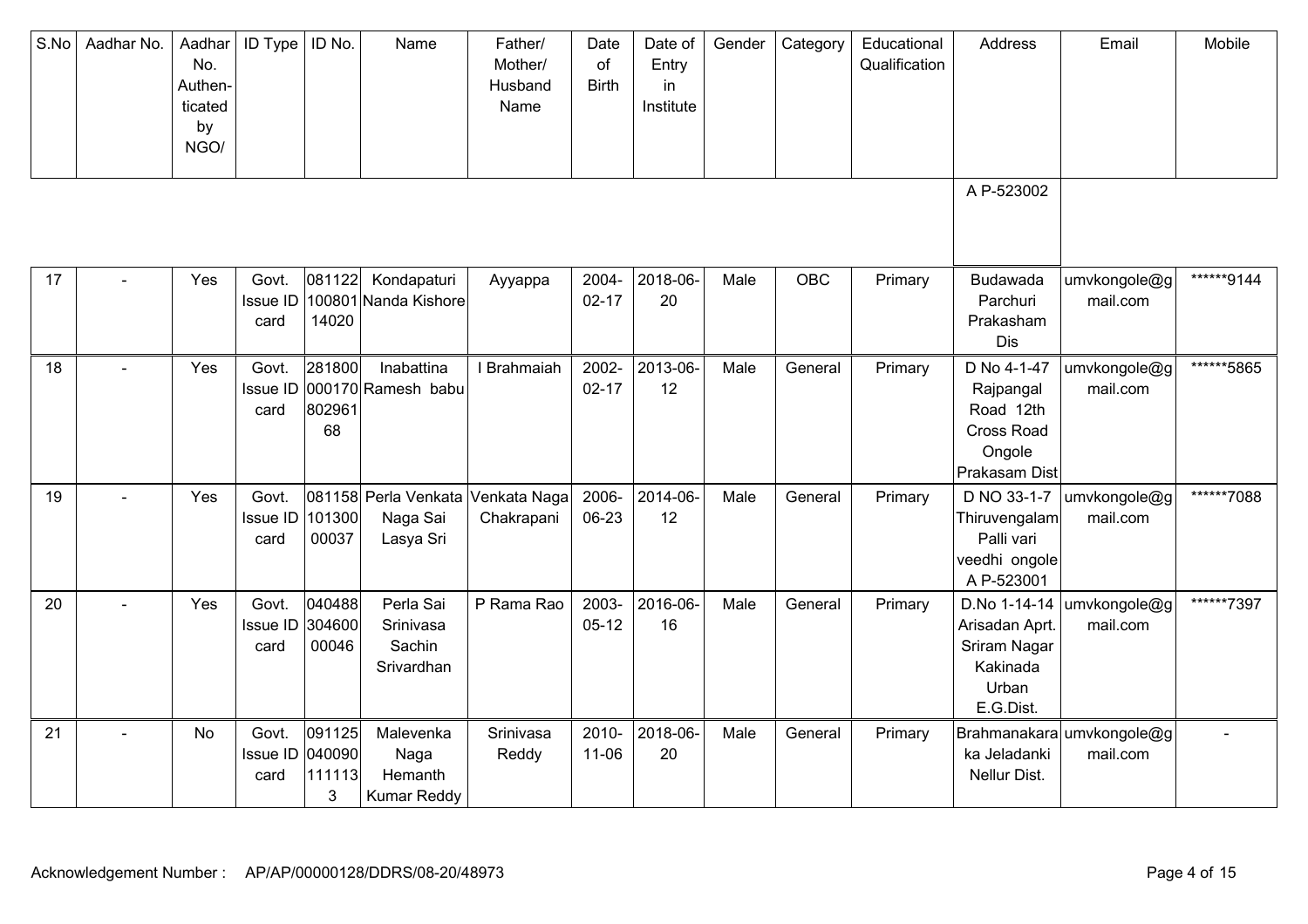| S.No | Aadhar No. | Aadhar No. Authen-ticated by NGO/ | ID Type | ID No. | Name | Father/ Mother/ Husband Name | Date of Birth | Date of Entry in Institute | Gender | Category | Educational Qualification | Address | Email | Mobile |
|---|---|---|---|---|---|---|---|---|---|---|---|---|---|---|
| | | | | | | | | | | | | A P-523002 | | |
| 17 | - | Yes | Govt. Issue ID card | 08112210080114020 | Kondapaturi Nanda Kishore | Ayyappa | 2004-02-17 | 2018-06-20 | Male | OBC | Primary | Budawada Parchuri Prakasham Dis | umvkongole@gmail.com | ******9144 |
| 18 | - | Yes | Govt. Issue ID card | 28180000017080296168 | Inabattina Ramesh babu | I Brahmaiah | 2002-02-17 | 2013-06-12 | Male | General | Primary | D No 4-1-47 Rajpangal Road 12th Cross Road Ongole Prakasam Dist | umvkongole@gmail.com | ******5865 |
| 19 | - | Yes | Govt. Issue ID card | 08115810130000037 | Perla Venkata Naga Sai Lasya Sri | Venkata Naga Chakrapani | 2006-06-23 | 2014-06-12 | Male | General | Primary | D NO 33-1-7 Thiruvengalam Palli vari veedhi ongole A P-523001 | umvkongole@gmail.com | ******7088 |
| 20 | - | Yes | Govt. Issue ID card | 04048830460000046 | Perla Sai Srinivasa Sachin Srivardhan | P Rama Rao | 2003-05-12 | 2016-06-16 | Male | General | Primary | D.No 1-14-14 Arisadan Aprt. Sriram Nagar Kakinada Urban E.G.Dist. | umvkongole@gmail.com | ******7397 |
| 21 | - | No | Govt. Issue ID card | 0911250400901111133 | Malevenka Naga Hemanth Kumar Reddy | Srinivasa Reddy | 2010-11-06 | 2018-06-20 | Male | General | Primary | Brahmanakaraka Jeladanki Nellur Dist. | umvkongole@gmail.com | - |

Acknowledgement Number : AP/AP/00000128/DDRS/08-20/48973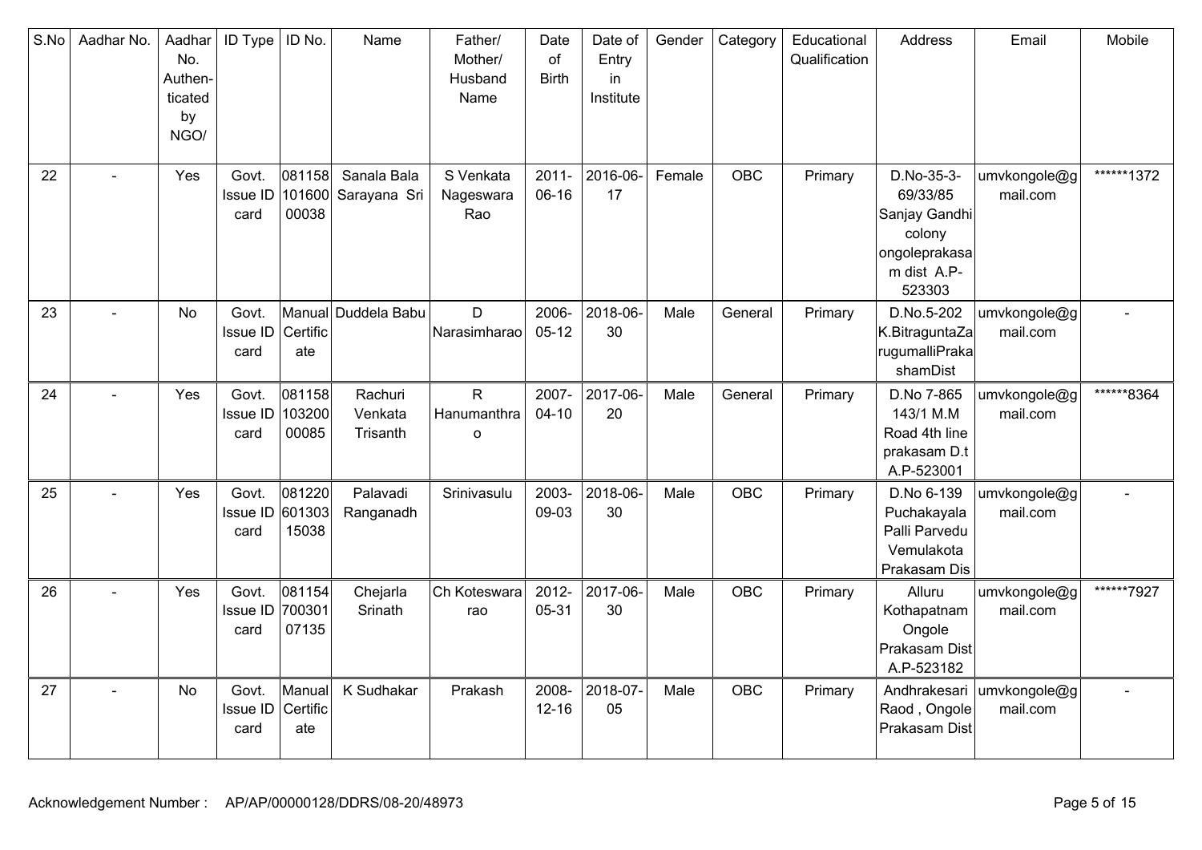| S.No | Aadhar No. | Aadhar No. Authen-ticated by NGO/ | ID Type | ID No. | Name | Father/ Mother/ Husband Name | Date of Birth | Date of Entry in Institute | Gender | Category | Educational Qualification | Address | Email | Mobile |
|---|---|---|---|---|---|---|---|---|---|---|---|---|---|---|
| 22 | - | Yes | Govt. Issue ID card | 08115810160000038 | Sanala Bala Sarayana Sri | S Venkata Nageswara Rao | 2011-06-16 | 2016-06-17 | Female | OBC | Primary | D.No-35-3-69/33/85 Sanjay Gandhi colony ongoleprakasam dist A.P-523303 | umvkongole@gmail.com | ******1372 |
| 23 | - | No | Govt. Issue ID card | Manual Certificate | Duddela Babu | D Narasimharao | 2006-05-12 | 2018-06-30 | Male | General | Primary | D.No.5-202 K.BitraguntaZarugumalliPrakashamDist | umvkongole@gmail.com | - |
| 24 | - | Yes | Govt. Issue ID card | 08115810320000085 | Rachuri Venkata Trisanth | R Hanumanthrao | 2007-04-10 | 2017-06-20 | Male | General | Primary | D.No 7-865 143/1 M.M Road 4th line prakasam D.t A.P-523001 | umvkongole@gmail.com | ******8364 |
| 25 | - | Yes | Govt. Issue ID card | 08122060130315038 | Palavadi Ranganadh | Srinivasulu | 2003-09-03 | 2018-06-30 | Male | OBC | Primary | D.No 6-139 Puchakayala Palli Parvedu Vemulakota Prakasam Dis | umvkongole@gmail.com | - |
| 26 | - | Yes | Govt. Issue ID card | 08115470030107135 | Chejarla Srinath | Ch Koteswara rao | 2012-05-31 | 2017-06-30 | Male | OBC | Primary | Alluru Kothapatnam Ongole Prakasam Dist A.P-523182 | umvkongole@gmail.com | ******7927 |
| 27 | - | No | Govt. Issue ID card | Manual Certificate | K Sudhakar | Prakash | 2008-12-16 | 2018-07-05 | Male | OBC | Primary | Andhrakesari Raod , Ongole Prakasam Dist | umvkongole@gmail.com | - |

Acknowledgement Number : AP/AP/00000128/DDRS/08-20/48973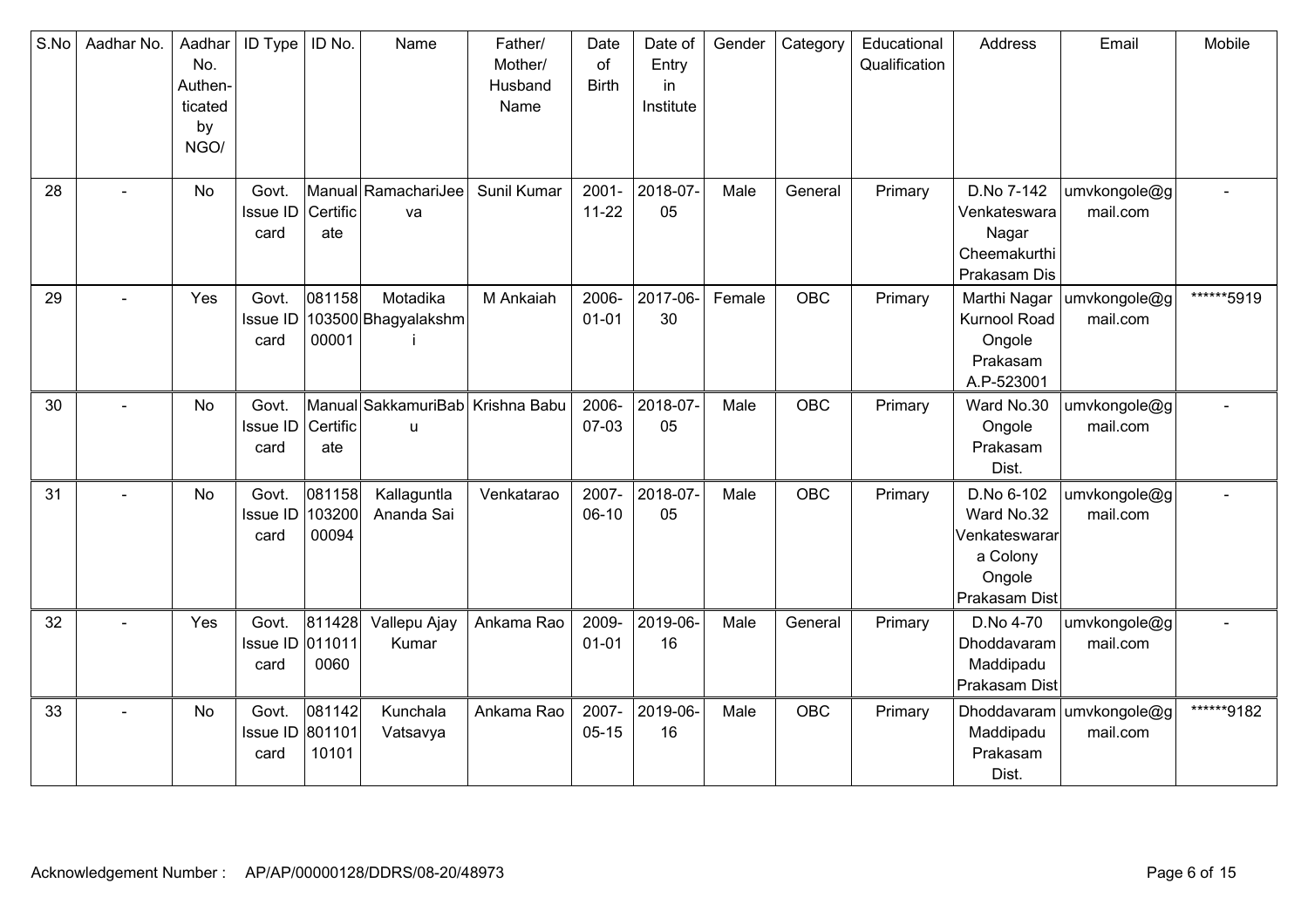| S.No | Aadhar No. | Aadhar No. Authen-ticated by NGO/ | ID Type | ID No. | Name | Father/ Mother/ Husband Name | Date of Birth | Date of Entry in Institute | Gender | Category | Educational Qualification | Address | Email | Mobile |
|---|---|---|---|---|---|---|---|---|---|---|---|---|---|---|
| 28 | - | No | Govt. Issue ID card | Manual Certificate | RamachariJeeva | Sunil Kumar | 2001-11-22 | 2018-07-05 | Male | General | Primary | D.No 7-142 Venkateswara Nagar Cheemakurthi Prakasam Dis | umvkongole@gmail.com | - |
| 29 | - | Yes | Govt. Issue ID card | 08115810350000001 | Motadika Bhagyalakshmi | M Ankaiah | 2006-01-01 | 2017-06-30 | Female | OBC | Primary | Marthi Nagar Kurnool Road Ongole Prakasam A.P-523001 | umvkongole@gmail.com | ******5919 |
| 30 | - | No | Govt. Issue ID card | Manual Certificate | SakkamuriBabu | Krishna Babu | 2006-07-03 | 2018-07-05 | Male | OBC | Primary | Ward No.30 Ongole Prakasam Dist. | umvkongole@gmail.com | - |
| 31 | - | No | Govt. Issue ID card | 08115810320000094 | Kallaguntla Ananda Sai | Venkatarao | 2007-06-10 | 2018-07-05 | Male | OBC | Primary | D.No 6-102 Ward No.32 Venkateswarara Colony Ongole Prakasam Dist | umvkongole@gmail.com | - |
| 32 | - | Yes | Govt. Issue ID card | 8114280110110060 | Vallepu Ajay Kumar | Ankama Rao | 2009-01-01 | 2019-06-16 | Male | General | Primary | D.No 4-70 Dhoddavaram Maddipadu Prakasam Dist | umvkongole@gmail.com | - |
| 33 | - | No | Govt. Issue ID card | 08114280110110101 | Kunchala Vatsavya | Ankama Rao | 2007-05-15 | 2019-06-16 | Male | OBC | Primary | Dhoddavaram Maddipadu Prakasam Dist. | umvkongole@gmail.com | ******9182 |

Acknowledgement Number : AP/AP/00000128/DDRS/08-20/48973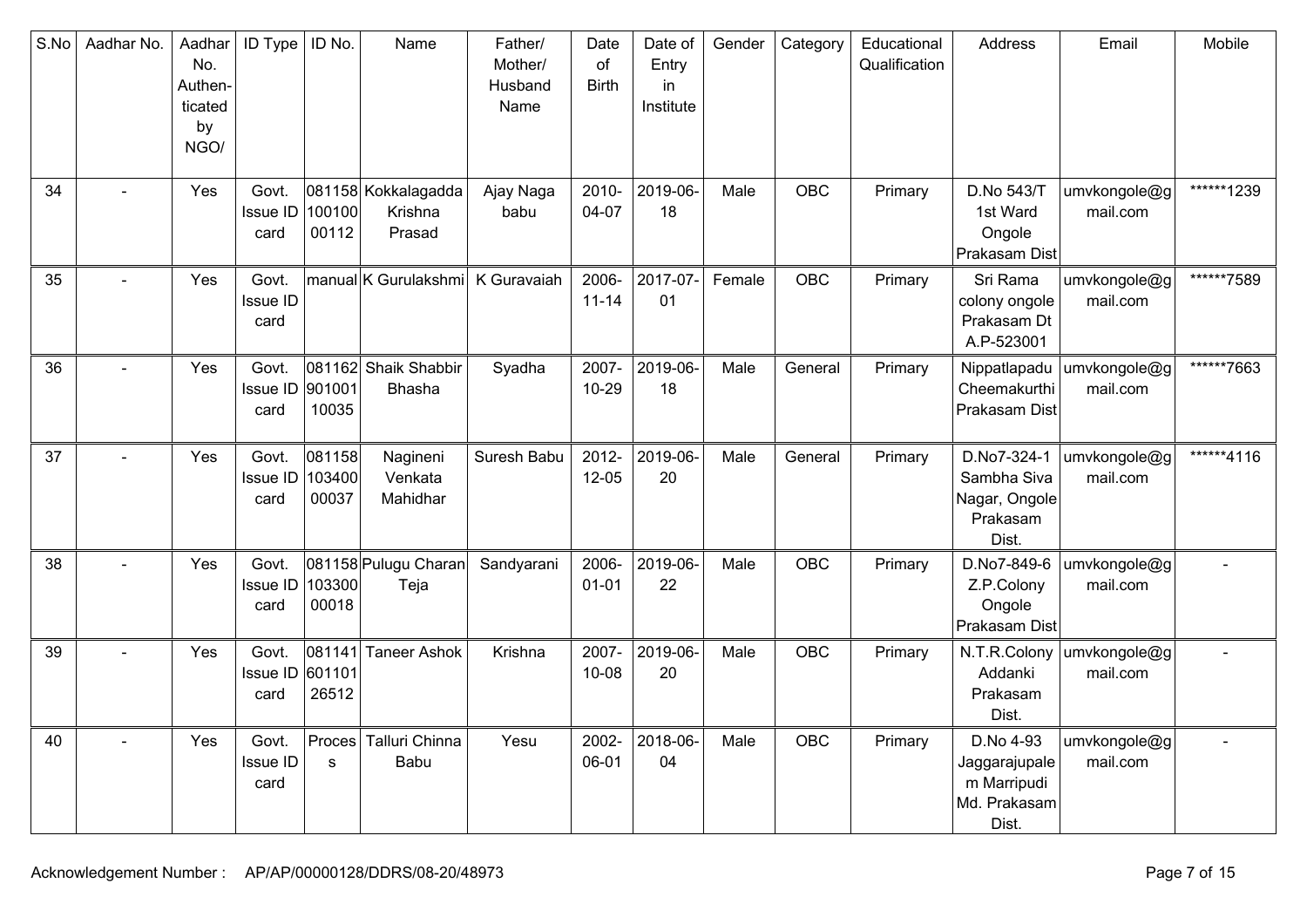| S.No | Aadhar No. | Aadhar No. Authen-ticated by NGO/ | ID Type | ID No. | Name | Father/ Mother/ Husband Name | Date of Birth | Date of Entry in Institute | Gender | Category | Educational Qualification | Address | Email | Mobile |
|---|---|---|---|---|---|---|---|---|---|---|---|---|---|---|
| 34 | - | Yes | Govt. Issue ID card | 08115810010000112 | Kokkalagadda Krishna Prasad | Ajay Naga babu | 2010-04-07 | 2019-06-18 | Male | OBC | Primary | D.No 543/T 1st Ward Ongole Prakasam Dist | umvkongole@gmail.com | ******1239 |
| 35 | - | Yes | Govt. Issue ID card | manual | K Gurulakshmi | K Guravaiah | 2006-11-14 | 2017-07-01 | Female | OBC | Primary | Sri Rama colony ongole Prakasam Dt A.P-523001 | umvkongole@gmail.com | ******7589 |
| 36 | - | Yes | Govt. Issue ID card | 08116290100110035 | Shaik Shabbir Bhasha | Syadha | 2007-10-29 | 2019-06-18 | Male | General | Primary | Nippatlapadu Cheemakurthi Prakasam Dist | umvkongole@gmail.com | ******7663 |
| 37 | - | Yes | Govt. Issue ID card | 08115810340000037 | Nagineni Venkata Mahidhar | Suresh Babu | 2012-12-05 | 2019-06-20 | Male | General | Primary | D.No7-324-1 Sambha Siva Nagar, Ongole Prakasam Dist. | umvkongole@gmail.com | ******4116 |
| 38 | - | Yes | Govt. Issue ID card | 08115810330000018 | Pulugu Charan Teja | Sandyarani | 2006-01-01 | 2019-06-22 | Male | OBC | Primary | D.No7-849-6 Z.P.Colony Ongole Prakasam Dist | umvkongole@gmail.com | - |
| 39 | - | Yes | Govt. Issue ID card | 08114160110126512 | Taneer Ashok | Krishna | 2007-10-08 | 2019-06-20 | Male | OBC | Primary | N.T.R.Colony Addanki Prakasam Dist. | umvkongole@gmail.com | - |
| 40 | - | Yes | Govt. Issue ID card | Process | Talluri Chinna Babu | Yesu | 2002-06-01 | 2018-06-04 | Male | OBC | Primary | D.No 4-93 Jaggarajupalem Marripudi Md. Prakasam Dist. | umvkongole@gmail.com | - |

Acknowledgement Number : AP/AP/00000128/DDRS/08-20/48973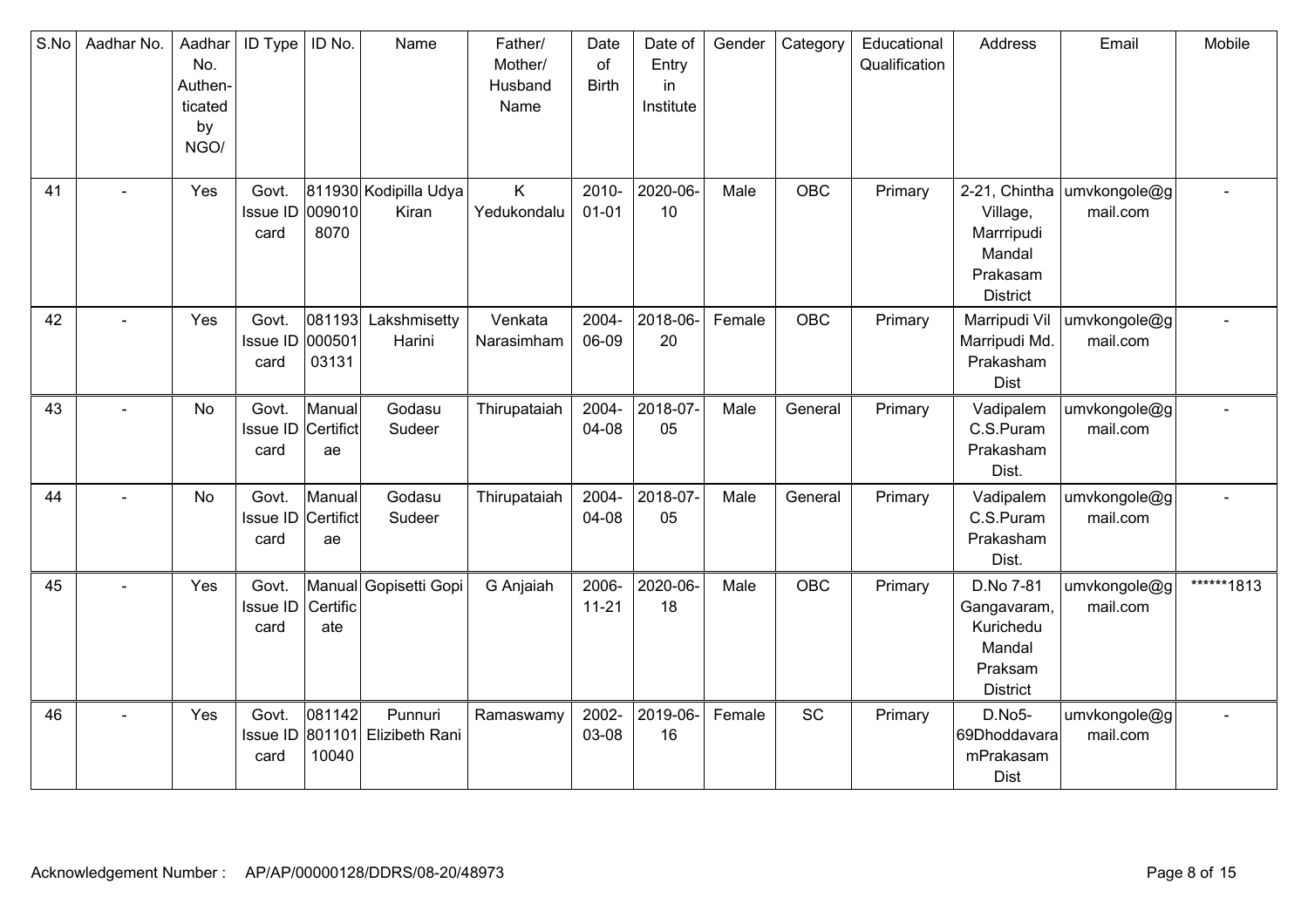| S.No | Aadhar No. | Aadhar No. Authen-ticated by NGO/ | ID Type | ID No. | Name | Father/ Mother/ Husband Name | Date of Birth | Date of Entry in Institute | Gender | Category | Educational Qualification | Address | Email | Mobile |
|---|---|---|---|---|---|---|---|---|---|---|---|---|---|---|
| 41 | - | Yes | Govt. Issue ID card | 8119300090108070 | Kodipilla Udya Kiran | K Yedukondalu | 2010-01-01 | 2020-06-10 | Male | OBC | Primary | 2-21, Chintha Village, Marrripudi Mandal Prakasam District | umvkongole@gmail.com | - |
| 42 | - | Yes | Govt. Issue ID card | 08119300050103131 | Lakshmisetty Harini | Venkata Narasimham | 2004-06-09 | 2018-06-20 | Female | OBC | Primary | Marripudi Vil Marripudi Md. Prakasham Dist | umvkongole@gmail.com | - |
| 43 | - | No | Govt. Issue ID card | Manual Certifictae | Godasu Sudeer | Thirupataiah | 2004-04-08 | 2018-07-05 | Male | General | Primary | Vadipalem C.S.Puram Prakasham Dist. | umvkongole@gmail.com | - |
| 44 | - | No | Govt. Issue ID card | Manual Certifictae | Godasu Sudeer | Thirupataiah | 2004-04-08 | 2018-07-05 | Male | General | Primary | Vadipalem C.S.Puram Prakasham Dist. | umvkongole@gmail.com | - |
| 45 | - | Yes | Govt. Issue ID card | Manual Certificate | Gopisetti Gopi | G Anjaiah | 2006-11-21 | 2020-06-18 | Male | OBC | Primary | D.No 7-81 Gangavaram, Kurichedu Mandal Praksam District | umvkongole@gmail.com | ******1813 |
| 46 | - | Yes | Govt. Issue ID card | 08114280110110040 | Punnuri Elizibeth Rani | Ramaswamy | 2002-03-08 | 2019-06-16 | Female | SC | Primary | D.No5-69Dhoddavaram Prakasam Dist | umvkongole@gmail.com | - |

Acknowledgement Number : AP/AP/00000128/DDRS/08-20/48973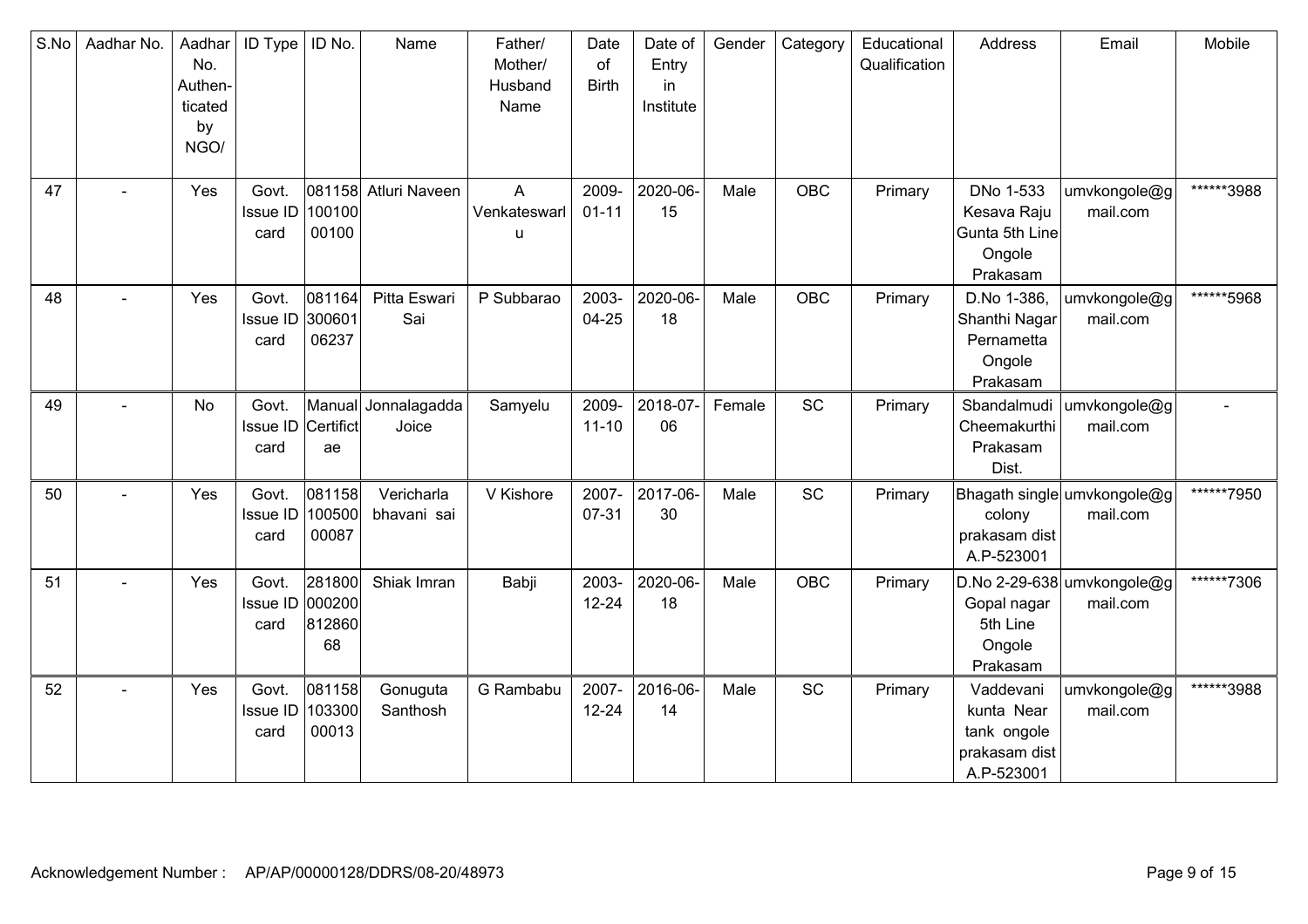| S.No | Aadhar No. | Aadhar No. Authen-ticated by NGO/ | ID Type | ID No. | Name | Father/ Mother/ Husband Name | Date of Birth | Date of Entry in Institute | Gender | Category | Educational Qualification | Address | Email | Mobile |
|---|---|---|---|---|---|---|---|---|---|---|---|---|---|---|
| 47 | - | Yes | Govt. Issue ID card | 08115810010000100 | Atluri Naveen | A Venkateswarlu | 2009-01-11 | 2020-06-15 | Male | OBC | Primary | DNo 1-533 Kesava Raju Gunta 5th Line Ongole Prakasam | umvkongole@gmail.com | ******3988 |
| 48 | - | Yes | Govt. Issue ID card | 08116430060106237 | Pitta Eswari Sai | P Subbarao | 2003-04-25 | 2020-06-18 | Male | OBC | Primary | D.No 1-386, Shanthi Nagar Pernametta Ongole Prakasam | umvkongole@gmail.com | ******5968 |
| 49 | - | No | Govt. Issue ID card | Manual Certifictae | Jonnalagadda Joice | Samyelu | 2009-11-10 | 2018-07-06 | Female | SC | Primary | Sbandalmudi Cheemakurthi Prakasam Dist. | umvkongole@gmail.com | - |
| 50 | - | Yes | Govt. Issue ID card | 08115810050000087 | Vericharla bhavani sai | V Kishore | 2007-07-31 | 2017-06-30 | Male | SC | Primary | Bhagath single colony prakasam dist A.P-523001 | umvkongole@gmail.com | ******7950 |
| 51 | - | Yes | Govt. Issue ID card | 28180000020081286068 | Shiak Imran | Babji | 2003-12-24 | 2020-06-18 | Male | OBC | Primary | D.No 2-29-638 Gopal nagar 5th Line Ongole Prakasam | umvkongole@gmail.com | ******7306 |
| 52 | - | Yes | Govt. Issue ID card | 08115810330000013 | Gonuguta Santhosh | G Rambabu | 2007-12-24 | 2016-06-14 | Male | SC | Primary | Vaddevani kunta Near tank ongole prakasam dist A.P-523001 | umvkongole@gmail.com | ******3988 |

Acknowledgement Number : AP/AP/00000128/DDRS/08-20/48973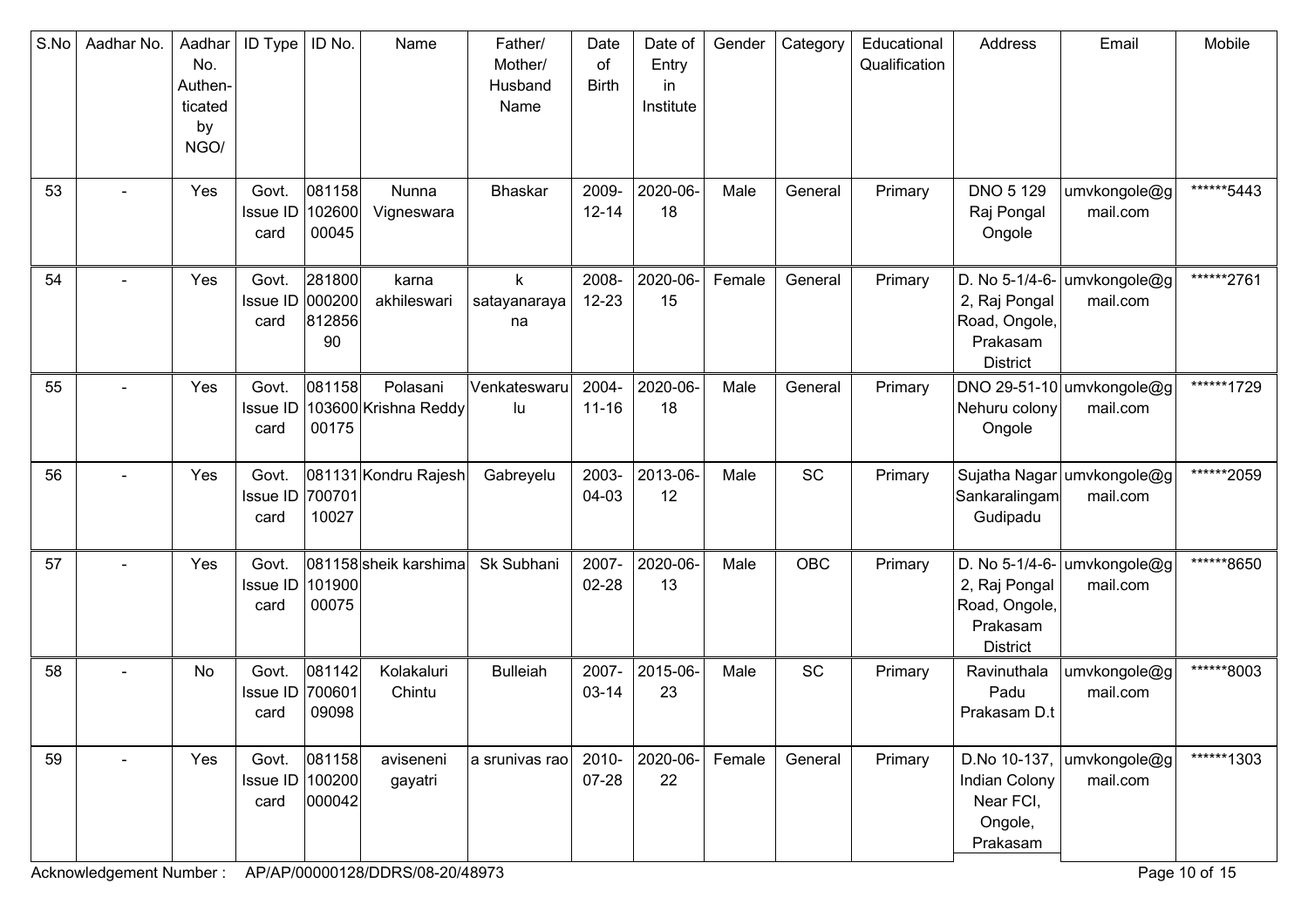| S.No | Aadhar No. | Aadhar No. Authen-ticated by NGO/ | ID Type | ID No. | Name | Father/ Mother/ Husband Name | Date of Birth | Date of Entry in Institute | Gender | Category | Educational Qualification | Address | Email | Mobile |
|---|---|---|---|---|---|---|---|---|---|---|---|---|---|---|
| 53 | - | Yes | Govt. Issue ID card | 08115810260000045 | Nunna Vigneswara | Bhaskar | 2009-12-14 | 2020-06-18 | Male | General | Primary | DNO 5 129 Raj Pongal Ongole | umvkongole@gmail.com | ******5443 |
| 54 | - | Yes | Govt. Issue ID card | 28180000020081285690 | karna akhileswari | k satayanarayana | 2008-12-23 | 2020-06-15 | Female | General | Primary | D. No 5-1/4-6-2, Raj Pongal Road, Ongole, Prakasam District | umvkongole@gmail.com | ******2761 |
| 55 | - | Yes | Govt. Issue ID card | 08115810360000175 | Polasani Krishna Reddy | Venkateswarulu | 2004-11-16 | 2020-06-18 | Male | General | Primary | DNO 29-51-10 Nehuru colony Ongole | umvkongole@gmail.com | ******1729 |
| 56 | - | Yes | Govt. Issue ID card | 08113170070110027 | Kondru Rajesh | Gabreyelu | 2003-04-03 | 2013-06-12 | Male | SC | Primary | Sujatha Nagar Sankaralingam Gudipadu | umvkongole@gmail.com | ******2059 |
| 57 | - | Yes | Govt. Issue ID card | 08115810190000075 | sheik karshima | Sk Subhani | 2007-02-28 | 2020-06-13 | Male | OBC | Primary | D. No 5-1/4-6-2, Raj Pongal Road, Ongole, Prakasam District | umvkongole@gmail.com | ******8650 |
| 58 | - | No | Govt. Issue ID card | 08114270060109098 | Kolakaluri Chintu | Bulleiah | 2007-03-14 | 2015-06-23 | Male | SC | Primary | Ravinuthala Padu Prakasam D.t | umvkongole@gmail.com | ******8003 |
| 59 | - | Yes | Govt. Issue ID card | 081158100200000042 | aviseneni gayatri | a srunivas rao | 2010-07-28 | 2020-06-22 | Female | General | Primary | D.No 10-137, Indian Colony Near FCI, Ongole, Prakasam | umvkongole@gmail.com | ******1303 |

Acknowledgement Number : AP/AP/00000128/DDRS/08-20/48973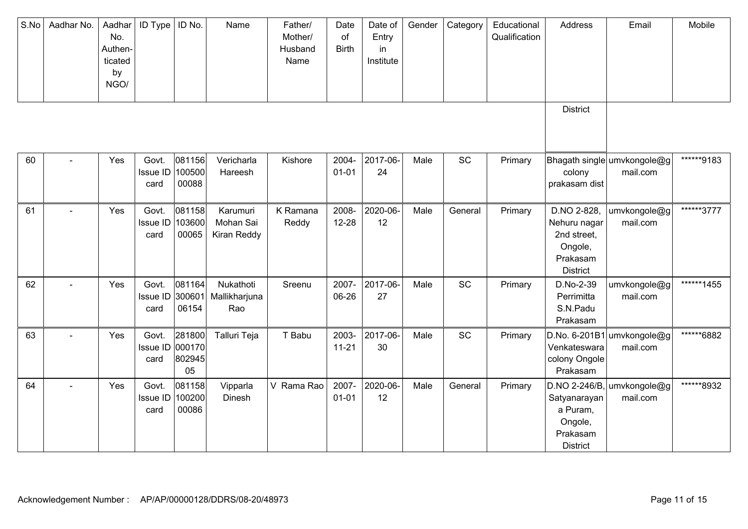| S.No | Aadhar No. | Aadhar No. Authen-ticated by NGO/ | ID Type | ID No. | Name | Father/ Mother/ Husband Name | Date of Birth | Date of Entry in Institute | Gender | Category | Educational Qualification | Address District | Email | Mobile |
|---|---|---|---|---|---|---|---|---|---|---|---|---|---|---|
| 60 | - | Yes | Govt. Issue ID card | 08115610050000088 | Vericharla Hareesh | Kishore | 2004-01-01 | 2017-06-24 | Male | SC | Primary | Bhagath single colony prakasam dist | umvkongole@gmail.com | ******9183 |
| 61 | - | Yes | Govt. Issue ID card | 08115810360000065 | Karumuri Mohan Sai Kiran Reddy | K Ramana Reddy | 2008-12-28 | 2020-06-12 | Male | General | Primary | D.NO 2-828, Nehuru nagar 2nd street, Ongole, Prakasam District | umvkongole@gmail.com | ******3777 |
| 62 | - | Yes | Govt. Issue ID card | 08116430060106154 | Nukathoti Mallikharjuna Rao | Sreenu | 2007-06-26 | 2017-06-27 | Male | SC | Primary | D.No-2-39 Perrimitta S.N.Padu Prakasam | umvkongole@gmail.com | ******1455 |
| 63 | - | Yes | Govt. Issue ID card | 28180000017080294505 | Talluri Teja | T Babu | 2003-11-21 | 2017-06-30 | Male | SC | Primary | D.No. 6-201B1 Venkateswara colony Ongole Prakasam | umvkongole@gmail.com | ******6882 |
| 64 | - | Yes | Govt. Issue ID card | 08115810020000086 | Vipparla Dinesh | V Rama Rao | 2007-01-01 | 2020-06-12 | Male | General | Primary | D.NO 2-246/B, Satyanarayana Puram, Ongole, Prakasam District | umvkongole@gmail.com | ******8932 |

Acknowledgement Number : AP/AP/00000128/DDRS/08-20/48973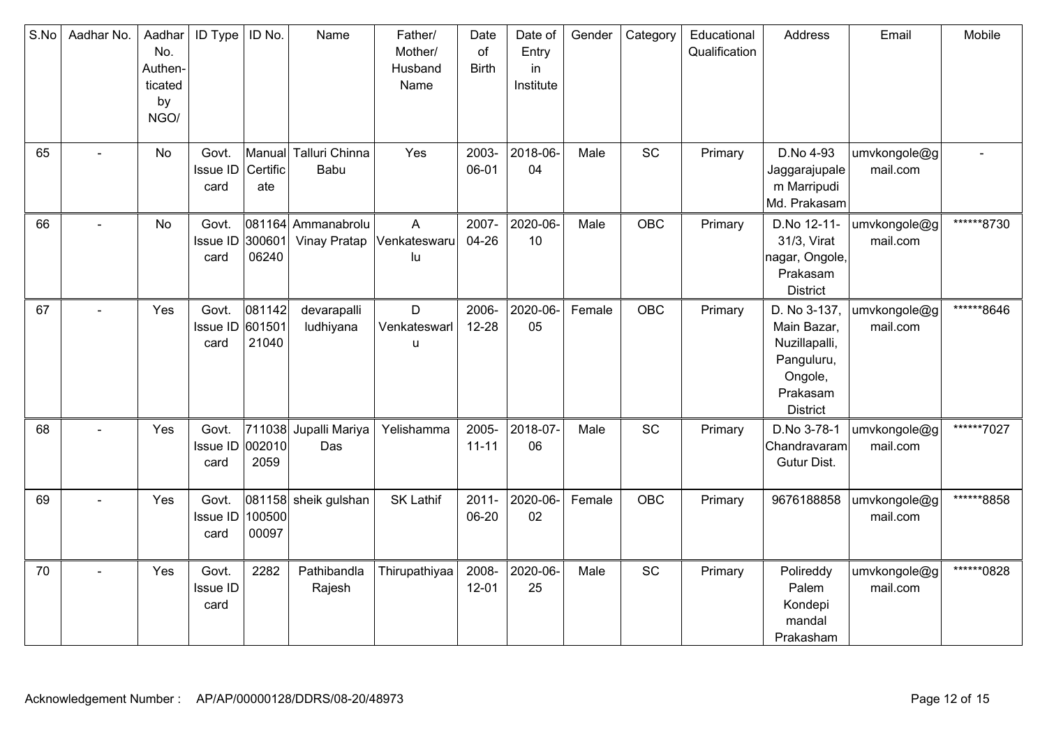| S.No | Aadhar No. | Aadhar No. Authenticated by NGO/ | ID Type | ID No. | Name | Father/ Mother/ Husband Name | Date of Birth | Date of Entry in Institute | Gender | Category | Educational Qualification | Address | Email | Mobile |
|---|---|---|---|---|---|---|---|---|---|---|---|---|---|---|
| 65 | - | No | Govt. Issue ID card | Manual Certificate | Talluri Chinna Babu | Yes | 2003-06-01 | 2018-06-04 | Male | SC | Primary | D.No 4-93 Jaggarajupalem Marripudi Md. Prakasam | umvkongole@gmail.com | - |
| 66 | - | No | Govt. Issue ID card | 08116430060106240 | Ammanabrolu Vinay Pratap | A Venkateswarulu | 2007-04-26 | 2020-06-10 | Male | OBC | Primary | D.No 12-11-31/3, Virat nagar, Ongole, Prakasam District | umvkongole@gmail.com | ******8730 |
| 67 | - | Yes | Govt. Issue ID card | 08114260150121040 | devarapalli ludhiyana | D Venkateswarlu | 2006-12-28 | 2020-06-05 | Female | OBC | Primary | D. No 3-137, Main Bazar, Nuzillapalli, Panguluru, Ongole, Prakasam District | umvkongole@gmail.com | ******8646 |
| 68 | - | Yes | Govt. Issue ID card | 7110380020102059 | Jupalli Mariya Das | Yelishamma | 2005-11-11 | 2018-07-06 | Male | SC | Primary | D.No 3-78-1 Chandravaram Gutur Dist. | umvkongole@gmail.com | ******7027 |
| 69 | - | Yes | Govt. Issue ID card | 08115810050000097 | sheik gulshan | SK Lathif | 2011-06-20 | 2020-06-02 | Female | OBC | Primary | 9676188858 | umvkongole@gmail.com | ******8858 |
| 70 | - | Yes | Govt. Issue ID card | 2282 | Pathibandla Rajesh | Thirupathiyaa | 2008-12-01 | 2020-06-25 | Male | SC | Primary | Polireddy Palem Kondepi mandal Prakasham | umvkongole@gmail.com | ******0828 |

Acknowledgement Number : AP/AP/00000128/DDRS/08-20/48973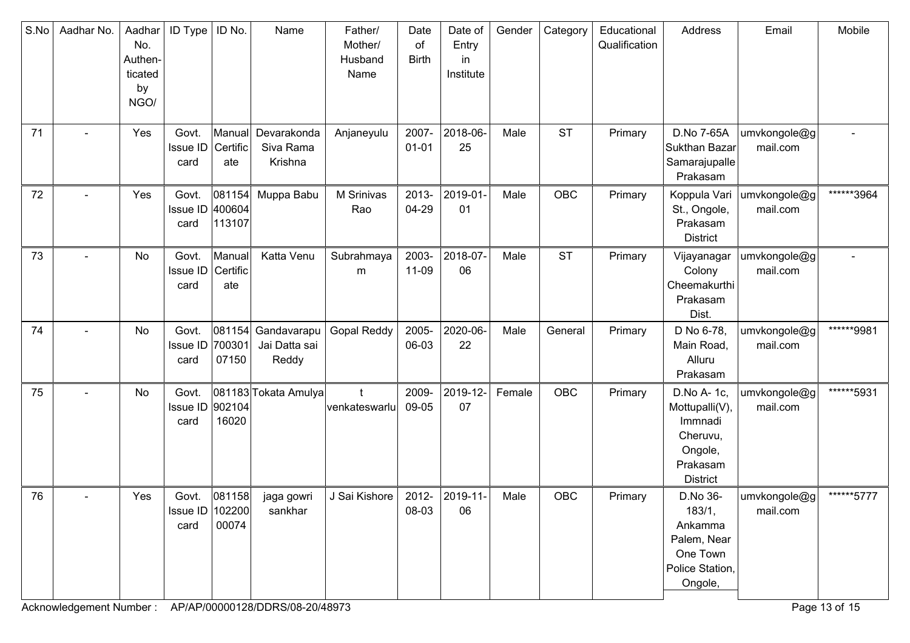| S.No | Aadhar No. | Aadhar No. Authen-ticated by NGO/ | ID Type | ID No. | Name | Father/ Mother/ Husband Name | Date of Birth | Date of Entry in Institute | Gender | Category | Educational Qualification | Address | Email | Mobile |
|---|---|---|---|---|---|---|---|---|---|---|---|---|---|---|
| 71 | - | Yes | Govt. Issue ID card | Manual Certificate | Devarakonda Siva Rama Krishna | Anjaneyulu | 2007-01-01 | 2018-06-25 | Male | ST | Primary | D.No 7-65A Sukthan Bazar Samarajupalle Prakasam | umvkongole@gmail.com | - |
| 72 | - | Yes | Govt. Issue ID card | 081154400604113107 | Muppa Babu | M Srinivas Rao | 2013-04-29 | 2019-01-01 | Male | OBC | Primary | Koppula Vari St., Ongole, Prakasam District | umvkongole@gmail.com | ******3964 |
| 73 | - | No | Govt. Issue ID card | Manual Certificate | Katta Venu | Subrahmayam | 2003-11-09 | 2018-07-06 | Male | ST | Primary | Vijayanagar Colony Cheemakurthi Prakasam Dist. | umvkongole@gmail.com | - |
| 74 | - | No | Govt. Issue ID card | 08115470030107150 | Gandavarapu Jai Datta sai Reddy | Gopal Reddy | 2005-06-03 | 2020-06-22 | Male | General | Primary | D No 6-78, Main Road, Alluru Prakasam | umvkongole@gmail.com | ******9981 |
| 75 | - | No | Govt. Issue ID card | 08118390210416020 | Tokata Amulya | t venkateswarlu | 2009-09-05 | 2019-12-07 | Female | OBC | Primary | D.No A- 1c, Mottupalli(V), Immnadi Cheruvu, Ongole, Prakasam District | umvkongole@gmail.com | ******5931 |
| 76 | - | Yes | Govt. Issue ID card | 08115810220000074 | jaga gowri sankhar | J Sai Kishore | 2012-08-03 | 2019-11-06 | Male | OBC | Primary | D.No 36-183/1, Ankamma Palem, Near One Town Police Station, Ongole, | umvkongole@gmail.com | ******5777 |

Acknowledgement Number : AP/AP/00000128/DDRS/08-20/48973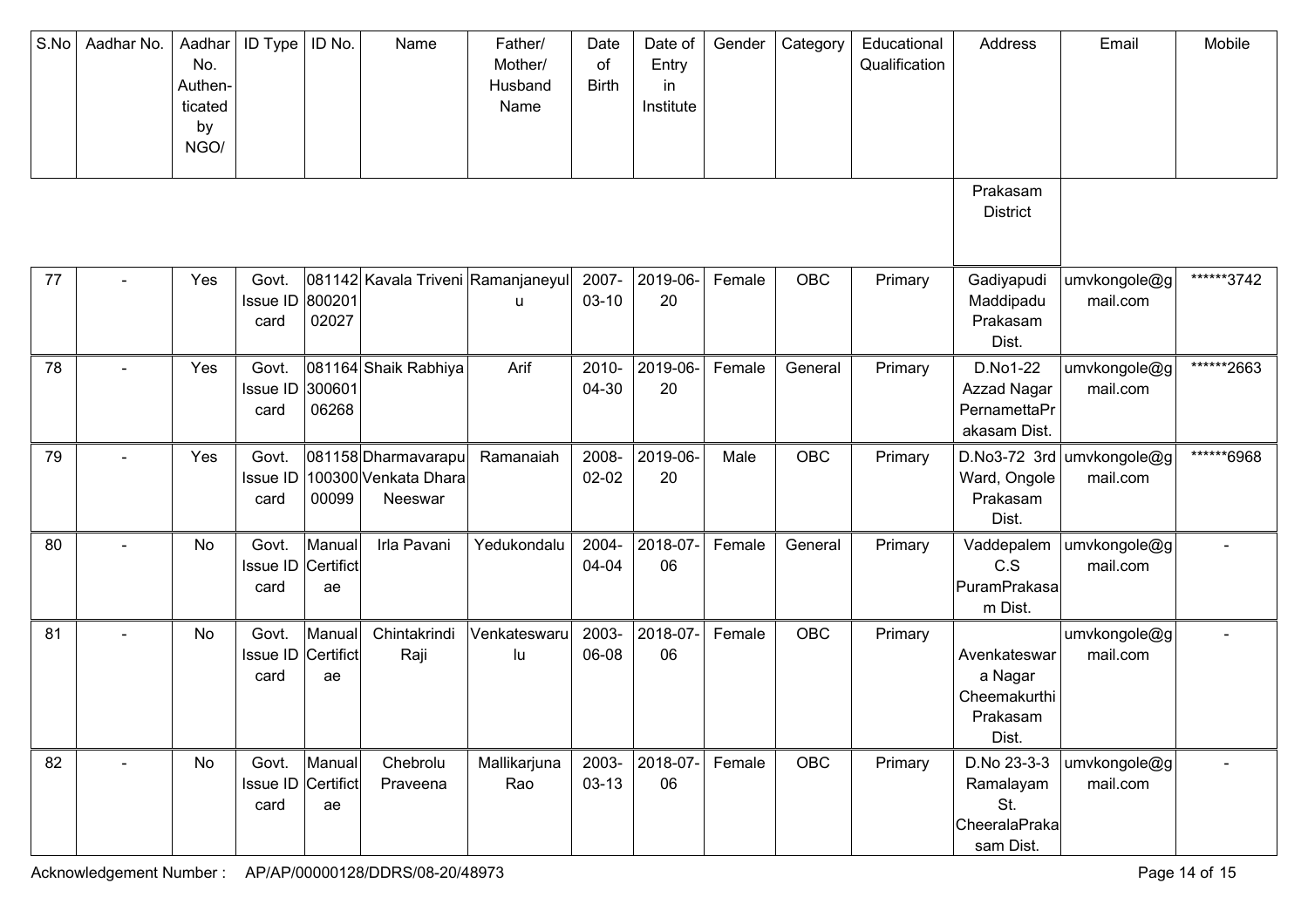| S.No | Aadhar No. | Aadhar No. Authen-ticated by NGO/ | ID Type | ID No. | Name | Father/ Mother/ Husband Name | Date of Birth | Date of Entry in Institute | Gender | Category | Educational Qualification | Address | Email | Mobile |
|---|---|---|---|---|---|---|---|---|---|---|---|---|---|---|
| | | | | | | | | | | | | Prakasam District | | |
| 77 | - | Yes | Govt. Issue ID card | 08114280020102027 | Kavala Triveni | Ramanjaneyulu | 2007-03-10 | 2019-06-20 | Female | OBC | Primary | Gadiyapudi Maddipadu Prakasam Dist. | umvkongole@gmail.com | ******3742 |
| 78 | - | Yes | Govt. Issue ID card | 08116430060106268 | Shaik Rabhiya | Arif | 2010-04-30 | 2019-06-20 | Female | General | Primary | D.No1-22 Azzad Nagar PernamettaPrakasam Dist. | umvkongole@gmail.com | ******2663 |
| 79 | - | Yes | Govt. Issue ID card | 08115810030000099 | Dharmavarapu Venkata Dhara Neeswar | Ramanaiah | 2008-02-02 | 2019-06-20 | Male | OBC | Primary | D.No3-72 3rd Ward, Ongole Prakasam Dist. | umvkongole@gmail.com | ******6968 |
| 80 | - | No | Govt. Issue ID card | Manual Certificate | Irla Pavani | Yedukondalu | 2004-04-04 | 2018-07-06 | Female | General | Primary | Vaddepalem C.S PuramPrakasam Dist. | umvkongole@gmail.com | - |
| 81 | - | No | Govt. Issue ID card | Manual Certificate | Chintakrindi Raji | Venkateswarulu | 2003-06-08 | 2018-07-06 | Female | OBC | Primary | Avenkateswara Nagar Cheemakurthi Prakasam Dist. | umvkongole@gmail.com | - |
| 82 | - | No | Govt. Issue ID card | Manual Certificate | Chebrolu Praveena | Mallikarjuna Rao | 2003-03-13 | 2018-07-06 | Female | OBC | Primary | D.No 23-3-3 Ramalayam St. CheeralaPrakasam Dist. | umvkongole@gmail.com | - |

Acknowledgement Number : AP/AP/00000128/DDRS/08-20/48973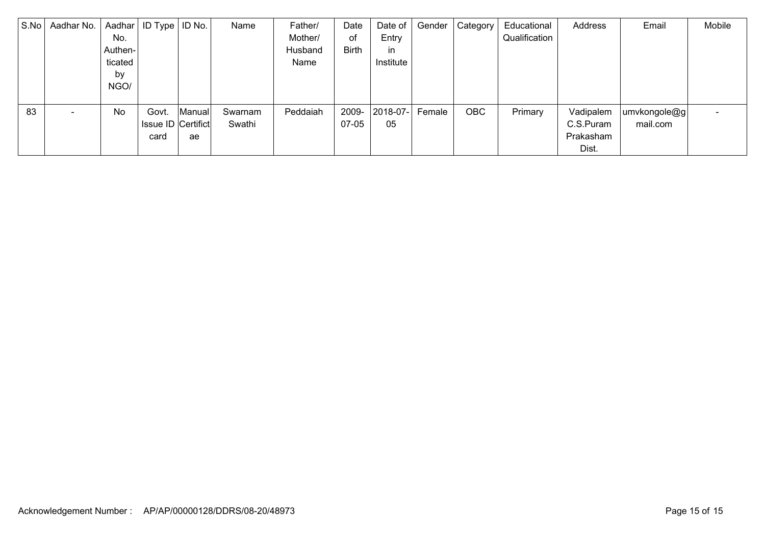| S.No | Aadhar No. | Aadhar No. Authen-ticated by NGO/ | ID Type | ID No. | Name | Father/ Mother/ Husband Name | Date of Birth | Date of Entry in Institute | Gender | Category | Educational Qualification | Address | Email | Mobile |
|---|---|---|---|---|---|---|---|---|---|---|---|---|---|---|
| 83 | - | No | Govt. Issue ID card | Manual Certificate | Swarnam Swathi | Peddaiah | 2009-07-05 | 2018-07-05 | Female | OBC | Primary | Vadipalem C.S.Puram Prakasham Dist. | umvkongole@gmail.com | - |

Acknowledgement Number : AP/AP/00000128/DDRS/08-20/48973